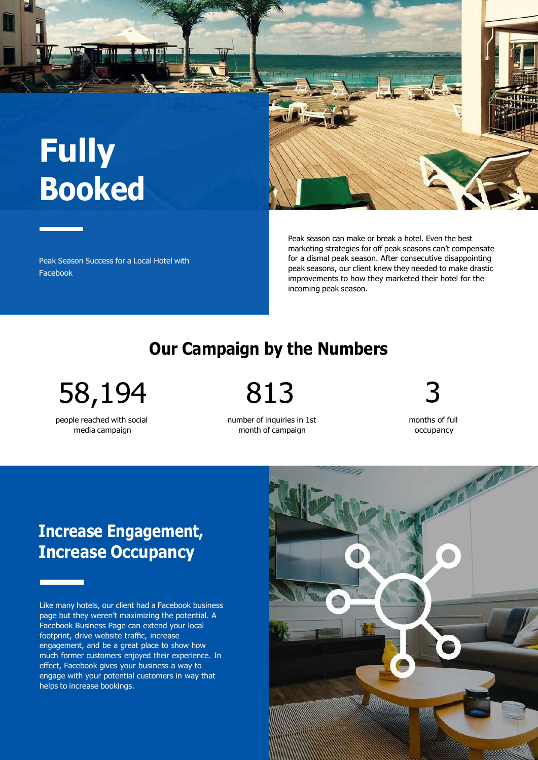# Fully Booked

Peak Season Success for a Local Hotel with Facebook

Peak season can make or break a hotel. Even the best marketing strategies for off peak seasons can't compensate for a dismal peak season. After consecutive disappointing peak seasons, our client knew they needed to make drastic improvements to how they marketed their hotel for the incoming peak season.

## Our Campaign by the Numbers

**58,194**
people reached with social media campaign

**813**
number of inquiries in 1st month of campaign

**3**
months of full occupancy

## Increase Engagement, Increase Occupancy

Like many hotels, our client had a Facebook business page but they weren't maximizing the potential. A Facebook Business Page can extend your local footprint, drive website traffic, increase engagement, and be a great place to show how much former customers enjoyed their experience. In effect, Facebook gives your business a way to engage with your potential customers in way that helps to increase bookings.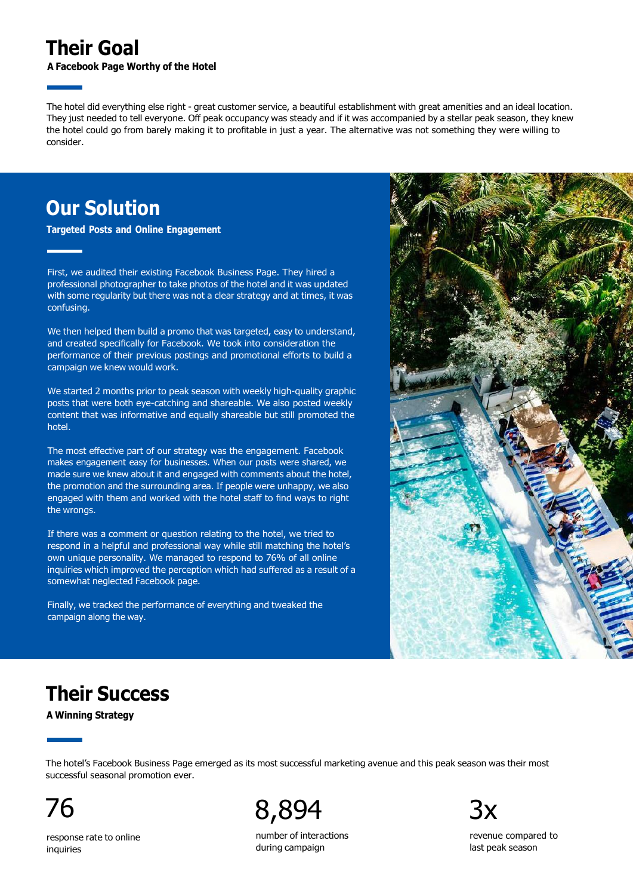# Their Goal

**A Facebook Page Worthy of the Hotel**

The hotel did everything else right - great customer service, a beautiful establishment with great amenities and an ideal location. They just needed to tell everyone. Off peak occupancy was steady and if it was accompanied by a stellar peak season, they knew the hotel could go from barely making it to profitable in just a year. The alternative was not something they were willing to consider.

# Our Solution

**Targeted Posts and Online Engagement**

First, we audited their existing Facebook Business Page. They hired a professional photographer to take photos of the hotel and it was updated with some regularity but there was not a clear strategy and at times, it was confusing.

We then helped them build a promo that was targeted, easy to understand, and created specifically for Facebook. We took into consideration the performance of their previous postings and promotional efforts to build a campaign we knew would work.

We started 2 months prior to peak season with weekly high-quality graphic posts that were both eye-catching and shareable. We also posted weekly content that was informative and equally shareable but still promoted the hotel.

The most effective part of our strategy was the engagement. Facebook makes engagement easy for businesses. When our posts were shared, we made sure we knew about it and engaged with comments about the hotel, the promotion and the surrounding area. If people were unhappy, we also engaged with them and worked with the hotel staff to find ways to right the wrongs.

If there was a comment or question relating to the hotel, we tried to respond in a helpful and professional way while still matching the hotel's own unique personality. We managed to respond to 76% of all online inquiries which improved the perception which had suffered as a result of a somewhat neglected Facebook page.

Finally, we tracked the performance of everything and tweaked the campaign along the way.

# Their Success

**A Winning Strategy**

The hotel's Facebook Business Page emerged as its most successful marketing avenue and this peak season was their most successful seasonal promotion ever.

76

response rate to online inquiries

8,894

number of interactions during campaign

3x

revenue compared to last peak season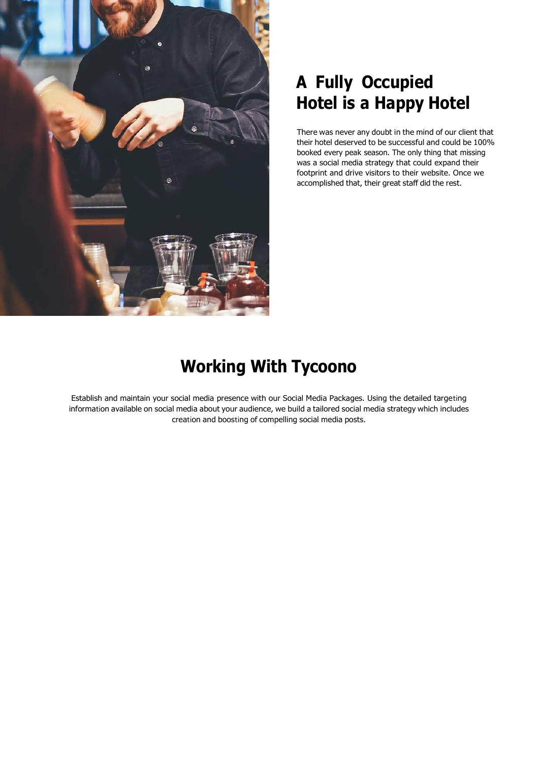## A Fully Occupied Hotel is a Happy Hotel

There was never any doubt in the mind of our client that their hotel deserved to be successful and could be 100% booked every peak season. The only thing that missing was a social media strategy that could expand their footprint and drive visitors to their website. Once we accomplished that, their great staff did the rest.

## Working With Tycoono

Establish and maintain your social media presence with our Social Media Packages. Using the detailed targeting information available on social media about your audience, we build a tailored social media strategy which includes creation and boosting of compelling social media posts.